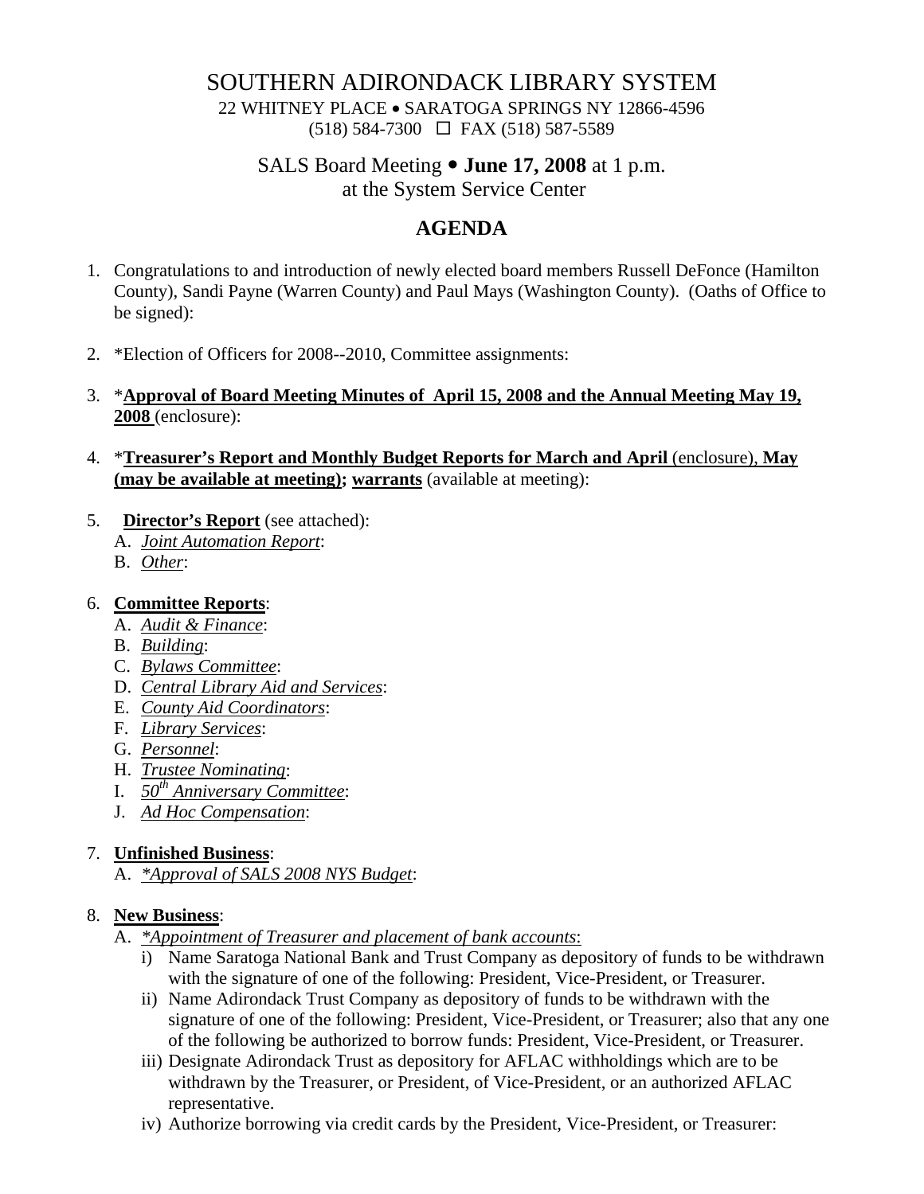# SOUTHERN ADIRONDACK LIBRARY SYSTEM

22 WHITNEY PLACE • SARATOGA SPRINGS NY 12866-4596
(518) 584-7300 ☐ FAX (518) 587-5589

SALS Board Meeting • **June 17, 2008** at 1 p.m.
at the System Service Center

## AGENDA

1. Congratulations to and introduction of newly elected board members Russell DeFonce (Hamilton County), Sandi Payne (Warren County) and Paul Mays (Washington County). (Oaths of Office to be signed):

2. *Election of Officers for 2008--2010, Committee assignments:

3. ***Approval of Board Meeting Minutes of April 15, 2008 and the Annual Meeting May 19, 2008** (enclosure):

4. ***Treasurer's Report and Monthly Budget Reports for March and April** (enclosure), **May (may be available at meeting); warrants** (available at meeting):

5. **Director's Report** (see attached):
   A. *Joint Automation Report*:
   B. *Other*:

6. **Committee Reports**:
   A. *Audit & Finance*:
   B. *Building*:
   C. *Bylaws Committee*:
   D. *Central Library Aid and Services*:
   E. *County Aid Coordinators*:
   F. *Library Services*:
   G. *Personnel*:
   H. *Trustee Nominating*:
   I. *50th Anniversary Committee*:
   J. *Ad Hoc Compensation*:

7. **Unfinished Business**:
   A. *\*Approval of SALS 2008 NYS Budget*:

8. **New Business**:
   A. *\*Appointment of Treasurer and placement of bank accounts*:
      i) Name Saratoga National Bank and Trust Company as depository of funds to be withdrawn with the signature of one of the following: President, Vice-President, or Treasurer.
      ii) Name Adirondack Trust Company as depository of funds to be withdrawn with the signature of one of the following: President, Vice-President, or Treasurer; also that any one of the following be authorized to borrow funds: President, Vice-President, or Treasurer.
      iii) Designate Adirondack Trust as depository for AFLAC withholdings which are to be withdrawn by the Treasurer, or President, of Vice-President, or an authorized AFLAC representative.
      iv) Authorize borrowing via credit cards by the President, Vice-President, or Treasurer: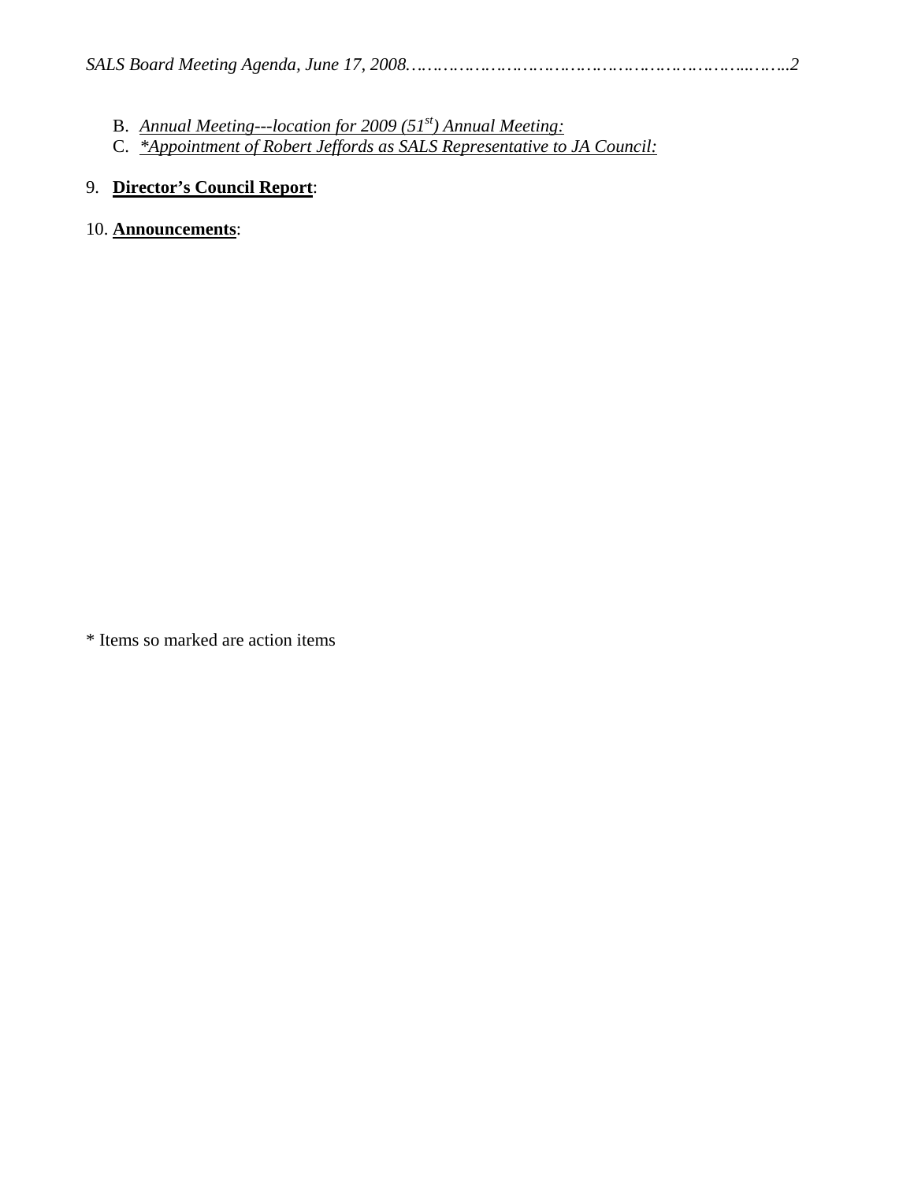B. *Annual Meeting---location for 2009 (51st) Annual Meeting:*
C. *\*Appointment of Robert Jeffords as SALS Representative to JA Council:*

9. **Director's Council Report**:

10. **Announcements**:

\* Items so marked are action items